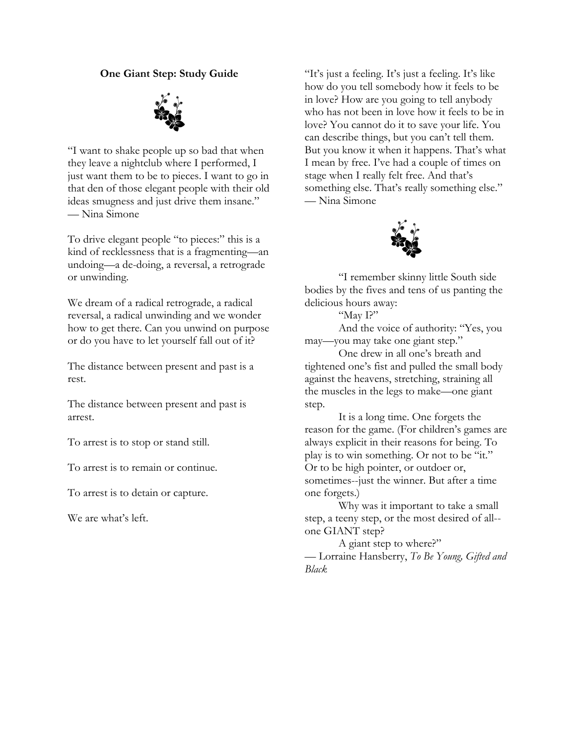**One Giant Step: Study Guide**

"I want to shake people up so bad that when they leave a nightclub where I performed, I just want them to be to pieces. I want to go in that den of those elegant people with their old ideas smugness and just drive them insane."
— Nina Simone

To drive elegant people "to pieces:" this is a kind of recklessness that is a fragmenting—an undoing—a de-doing, a reversal, a retrograde or unwinding.

We dream of a radical retrograde, a radical reversal, a radical unwinding and we wonder how to get there. Can you unwind on purpose or do you have to let yourself fall out of it?

The distance between present and past is a rest.

The distance between present and past is arrest.

To arrest is to stop or stand still.

To arrest is to remain or continue.

To arrest is to detain or capture.

We are what's left.

"It's just a feeling. It's just a feeling. It's like how do you tell somebody how it feels to be in love? How are you going to tell anybody who has not been in love how it feels to be in love? You cannot do it to save your life. You can describe things, but you can't tell them. But you know it when it happens. That's what I mean by free. I've had a couple of times on stage when I really felt free. And that's something else. That's really something else."
— Nina Simone

"I remember skinny little South side bodies by the fives and tens of us panting the delicious hours away:

"May I?"

And the voice of authority: "Yes, you may—you may take one giant step."

One drew in all one's breath and tightened one's fist and pulled the small body against the heavens, stretching, straining all the muscles in the legs to make—one giant step.

It is a long time. One forgets the reason for the game. (For children's games are always explicit in their reasons for being. To play is to win something. Or not to be "it." Or to be high pointer, or outdoer or, sometimes--just the winner. But after a time one forgets.)

Why was it important to take a small step, a teeny step, or the most desired of all--one GIANT step?

A giant step to where?"
— Lorraine Hansberry, *To Be Young, Gifted and Black*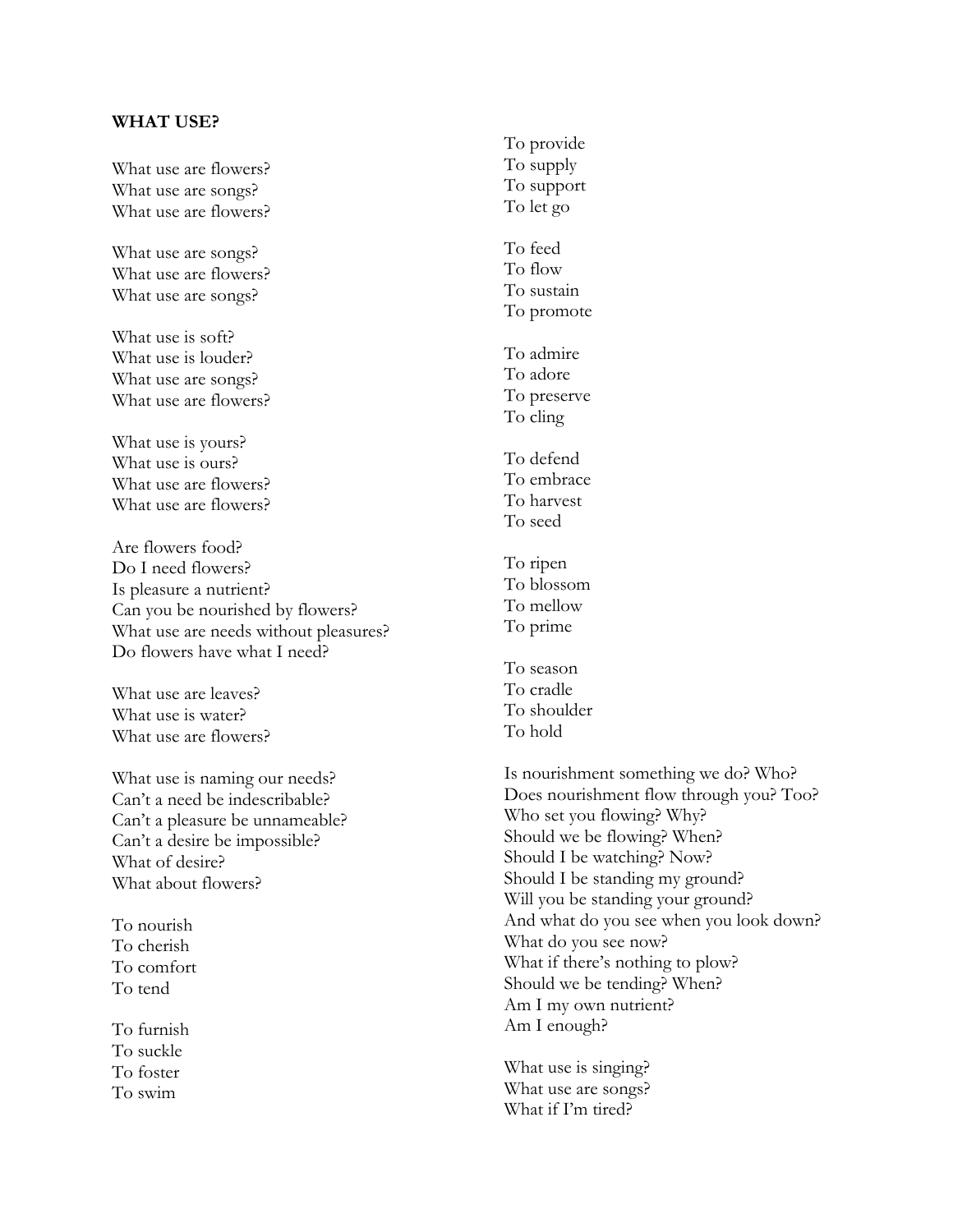**WHAT USE?**

What use are flowers?
What use are songs?
What use are flowers?

What use are songs?
What use are flowers?
What use are songs?

What use is soft?
What use is louder?
What use are songs?
What use are flowers?

What use is yours?
What use is ours?
What use are flowers?
What use are flowers?

Are flowers food?
Do I need flowers?
Is pleasure a nutrient?
Can you be nourished by flowers?
What use are needs without pleasures?
Do flowers have what I need?

What use are leaves?
What use is water?
What use are flowers?

What use is naming our needs?
Can't a need be indescribable?
Can't a pleasure be unnameable?
Can't a desire be impossible?
What of desire?
What about flowers?

To nourish
To cherish
To comfort
To tend

To furnish
To suckle
To foster
To swim

To provide
To supply
To support
To let go

To feed
To flow
To sustain
To promote

To admire
To adore
To preserve
To cling

To defend
To embrace
To harvest
To seed

To ripen
To blossom
To mellow
To prime

To season
To cradle
To shoulder
To hold

Is nourishment something we do? Who?
Does nourishment flow through you? Too?
Who set you flowing? Why?
Should we be flowing? When?
Should I be watching? Now?
Should I be standing my ground?
Will you be standing your ground?
And what do you see when you look down?
What do you see now?
What if there's nothing to plow?
Should we be tending? When?
Am I my own nutrient?
Am I enough?

What use is singing?
What use are songs?
What if I'm tired?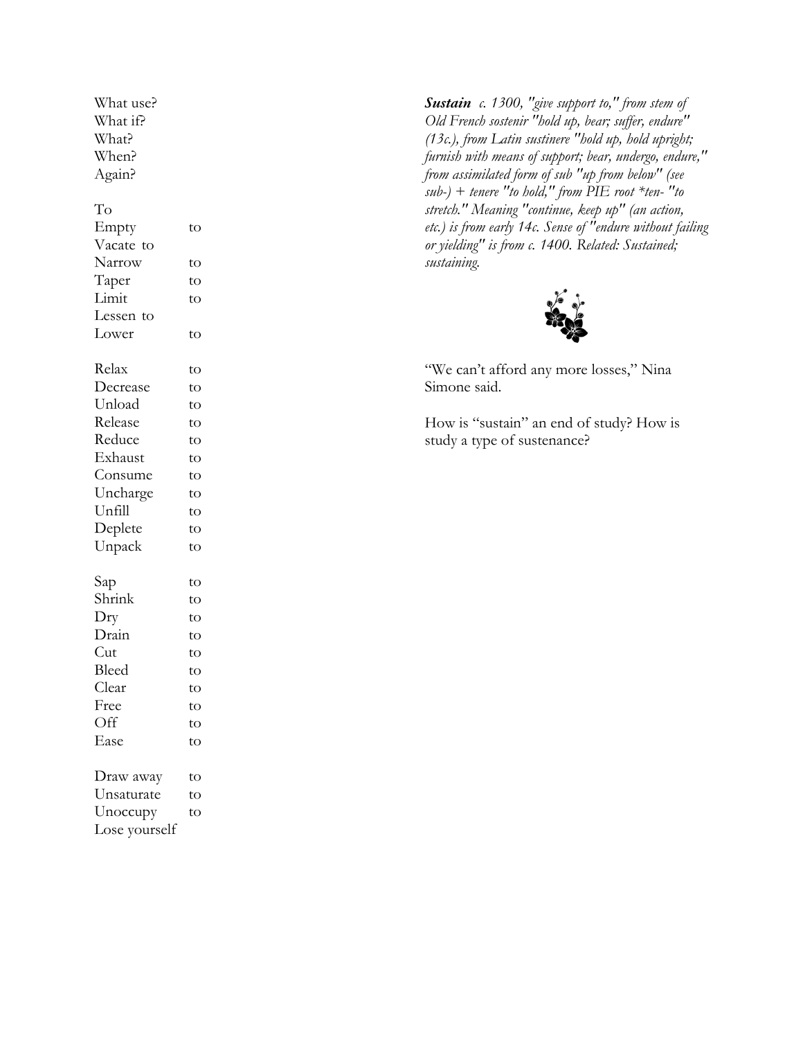What use?
What if?
What?
When?
Again?

To
Empty to
Vacate to
Narrow to
Taper to
Limit to
Lessen to
Lower to

Relax to
Decrease to
Unload to
Release to
Reduce to
Exhaust to
Consume to
Uncharge to
Unfill to
Deplete to
Unpack to

Sap to
Shrink to
Dry to
Drain to
Cut to
Bleed to
Clear to
Free to
Off to
Ease to

Draw away to
Unsaturate to
Unoccupy to
Lose yourself

***Sustain*** *c. 1300, "give support to," from stem of Old French sostenir "hold up, bear; suffer, endure" (13c.), from Latin sustinere "hold up, hold upright; furnish with means of support; bear, undergo, endure," from assimilated form of sub "up from below" (see sub-) + tenere "to hold," from PIE root *ten- "to stretch." Meaning "continue, keep up" (an action, etc.) is from early 14c. Sense of "endure without failing or yielding" is from c. 1400. Related: Sustained; sustaining.*

"We can't afford any more losses," Nina Simone said.

How is "sustain" an end of study? How is study a type of sustenance?